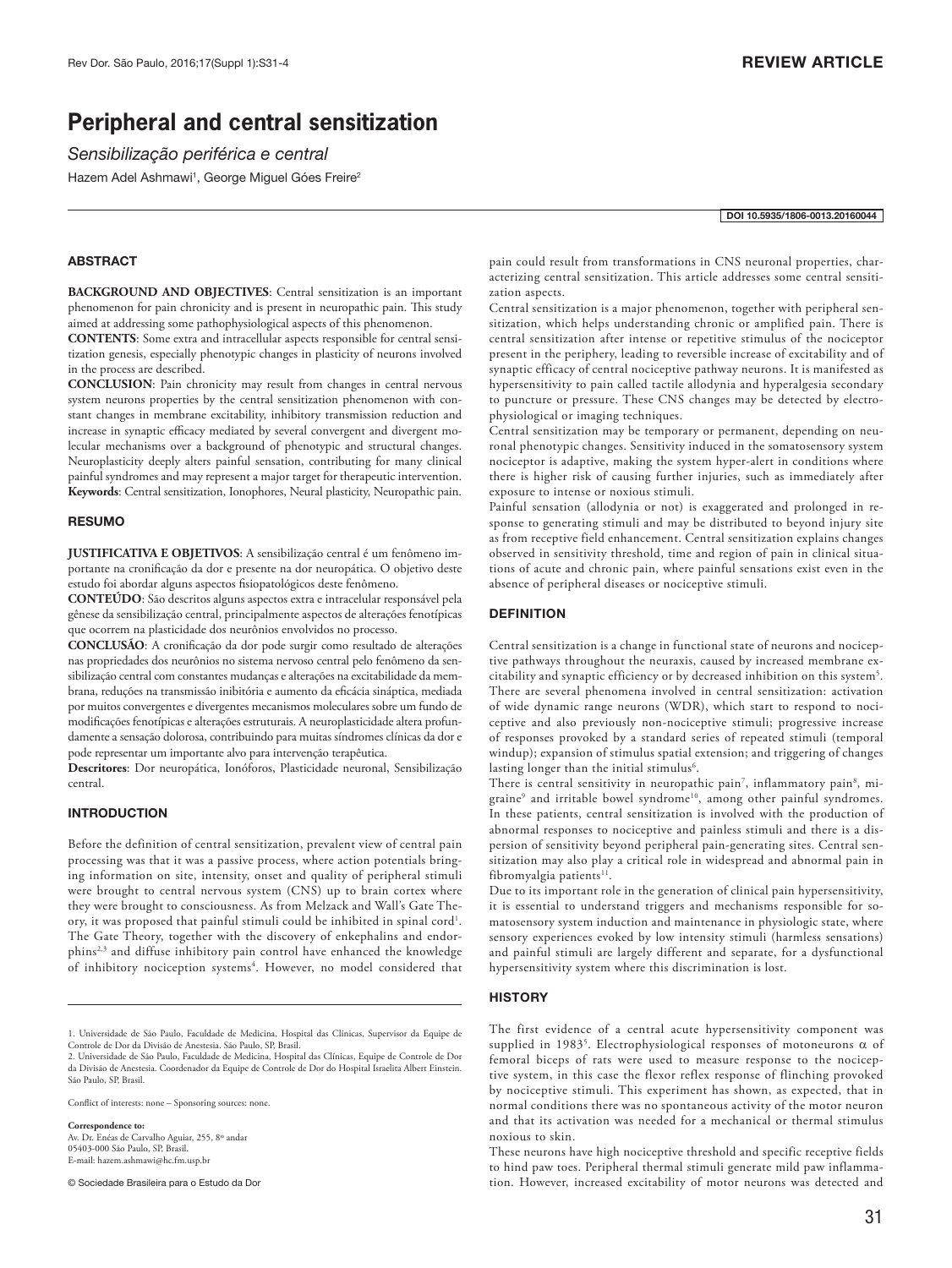**REVIEW ARTICLE**

# Peripheral and central sensitization

*Sensibilização periférica e central*

Hazem Adel Ashmawi[1], George Miguel Góes Freire[2]

DOI 10.5935/1806-0013.20160044

## ABSTRACT

**BACKGROUND AND OBJECTIVES**: Central sensitization is an important phenomenon for pain chronicity and is present in neuropathic pain. This study aimed at addressing some pathophysiological aspects of this phenomenon.

**CONTENTS**: Some extra and intracellular aspects responsible for central sensitization genesis, especially phenotypic changes in plasticity of neurons involved in the process are described.

**CONCLUSION**: Pain chronicity may result from changes in central nervous system neurons properties by the central sensitization phenomenon with constant changes in membrane excitability, inhibitory transmission reduction and increase in synaptic efficacy mediated by several convergent and divergent molecular mechanisms over a background of phenotypic and structural changes. Neuroplasticity deeply alters painful sensation, contributing for many clinical painful syndromes and may represent a major target for therapeutic intervention.

**Keywords**: Central sensitization, Ionophores, Neural plasticity, Neuropathic pain.

## RESUMO

**JUSTIFICATIVA E OBJETIVOS**: A sensibilização central é um fenômeno importante na cronificação da dor e presente na dor neuropática. O objetivo deste estudo foi abordar alguns aspectos fisiopatológicos deste fenômeno.

**CONTEÚDO**: São descritos alguns aspectos extra e intracelular responsável pela gênese da sensibilização central, principalmente aspectos de alterações fenotípicas que ocorrem na plasticidade dos neurônios envolvidos no processo.

**CONCLUSÃO**: A cronificação da dor pode surgir como resultado de alterações nas propriedades dos neurônios no sistema nervoso central pelo fenômeno da sensibilização central com constantes mudanças e alterações na excitabilidade da membrana, reduções na transmissão inibitória e aumento da eficácia sináptica, mediada por muitos convergentes e divergentes mecanismos moleculares sobre um fundo de modificações fenotípicas e alterações estruturais. A neuroplasticidade altera profundamente a sensação dolorosa, contribuindo para muitas síndromes clínicas da dor e pode representar um importante alvo para intervenção terapêutica.

**Descritores**: Dor neuropática, Ionóforos, Plasticidade neuronal, Sensibilização central.

## INTRODUCTION

Before the definition of central sensitization, prevalent view of central pain processing was that it was a passive process, where action potentials bringing information on site, intensity, onset and quality of peripheral stimuli were brought to central nervous system (CNS) up to brain cortex where they were brought to consciousness. As from Melzack and Wall's Gate Theory, it was proposed that painful stimuli could be inhibited in spinal cord[1]. The Gate Theory, together with the discovery of enkephalins and endorphins[2,3] and diffuse inhibitory pain control have enhanced the knowledge of inhibitory nociception systems[4]. However, no model considered that pain could result from transformations in CNS neuronal properties, characterizing central sensitization. This article addresses some central sensitization aspects.

Central sensitization is a major phenomenon, together with peripheral sensitization, which helps understanding chronic or amplified pain. There is central sensitization after intense or repetitive stimulus of the nociceptor present in the periphery, leading to reversible increase of excitability and of synaptic efficacy of central nociceptive pathway neurons. It is manifested as hypersensitivity to pain called tactile allodynia and hyperalgesia secondary to puncture or pressure. These CNS changes may be detected by electrophysiological or imaging techniques.

Central sensitization may be temporary or permanent, depending on neuronal phenotypic changes. Sensitivity induced in the somatosensory system nociceptor is adaptive, making the system hyper-alert in conditions where there is higher risk of causing further injuries, such as immediately after exposure to intense or noxious stimuli.

Painful sensation (allodynia or not) is exaggerated and prolonged in response to generating stimuli and may be distributed to beyond injury site as from receptive field enhancement. Central sensitization explains changes observed in sensitivity threshold, time and region of pain in clinical situations of acute and chronic pain, where painful sensations exist even in the absence of peripheral diseases or nociceptive stimuli.

## DEFINITION

Central sensitization is a change in functional state of neurons and nociceptive pathways throughout the neuraxis, caused by increased membrane excitability and synaptic efficiency or by decreased inhibition on this system[5]. There are several phenomena involved in central sensitization: activation of wide dynamic range neurons (WDR), which start to respond to nociceptive and also previously non-nociceptive stimuli; progressive increase of responses provoked by a standard series of repeated stimuli (temporal windup); expansion of stimulus spatial extension; and triggering of changes lasting longer than the initial stimulus[6].

There is central sensitivity in neuropathic pain[7], inflammatory pain[8], migraine[9] and irritable bowel syndrome[10], among other painful syndromes. In these patients, central sensitization is involved with the production of abnormal responses to nociceptive and painless stimuli and there is a dispersion of sensitivity beyond peripheral pain-generating sites. Central sensitization may also play a critical role in widespread and abnormal pain in fibromyalgia patients[11].

Due to its important role in the generation of clinical pain hypersensitivity, it is essential to understand triggers and mechanisms responsible for somatosensory system induction and maintenance in physiologic state, where sensory experiences evoked by low intensity stimuli (harmless sensations) and painful stimuli are largely different and separate, for a dysfunctional hypersensitivity system where this discrimination is lost.

## HISTORY

The first evidence of a central acute hypersensitivity component was supplied in 1983[5]. Electrophysiological responses of motoneurons $\alpha$ of femoral biceps of rats were used to measure response to the nociceptive system, in this case the flexor reflex response of flinching provoked by nociceptive stimuli. This experiment has shown, as expected, that in normal conditions there was no spontaneous activity of the motor neuron and that its activation was needed for a mechanical or thermal stimulus noxious to skin.

These neurons have high nociceptive threshold and specific receptive fields to hind paw toes. Peripheral thermal stimuli generate mild paw inflammation. However, increased excitability of motor neurons was detected and

---

1. Universidade de São Paulo, Faculdade de Medicina, Hospital das Clínicas, Supervisor da Equipe de Controle de Dor da Divisão de Anestesia. São Paulo, SP, Brasil.
2. Universidade de São Paulo, Faculdade de Medicina, Hospital das Clínicas, Equipe de Controle de Dor da Divisão de Anestesia. Coordenador da Equipe de Controle de Dor do Hospital Israelita Albert Einstein. São Paulo, SP, Brasil.

Conflict of interests: none – Sponsoring sources: none.

**Correspondence to:**
Av. Dr. Enéas de Carvalho Aguiar, 255, 8º andar
05403-000 São Paulo, SP, Brasil.
E-mail: hazem.ashmawi@hc.fm.usp.br

© Sociedade Brasileira para o Estudo da Dor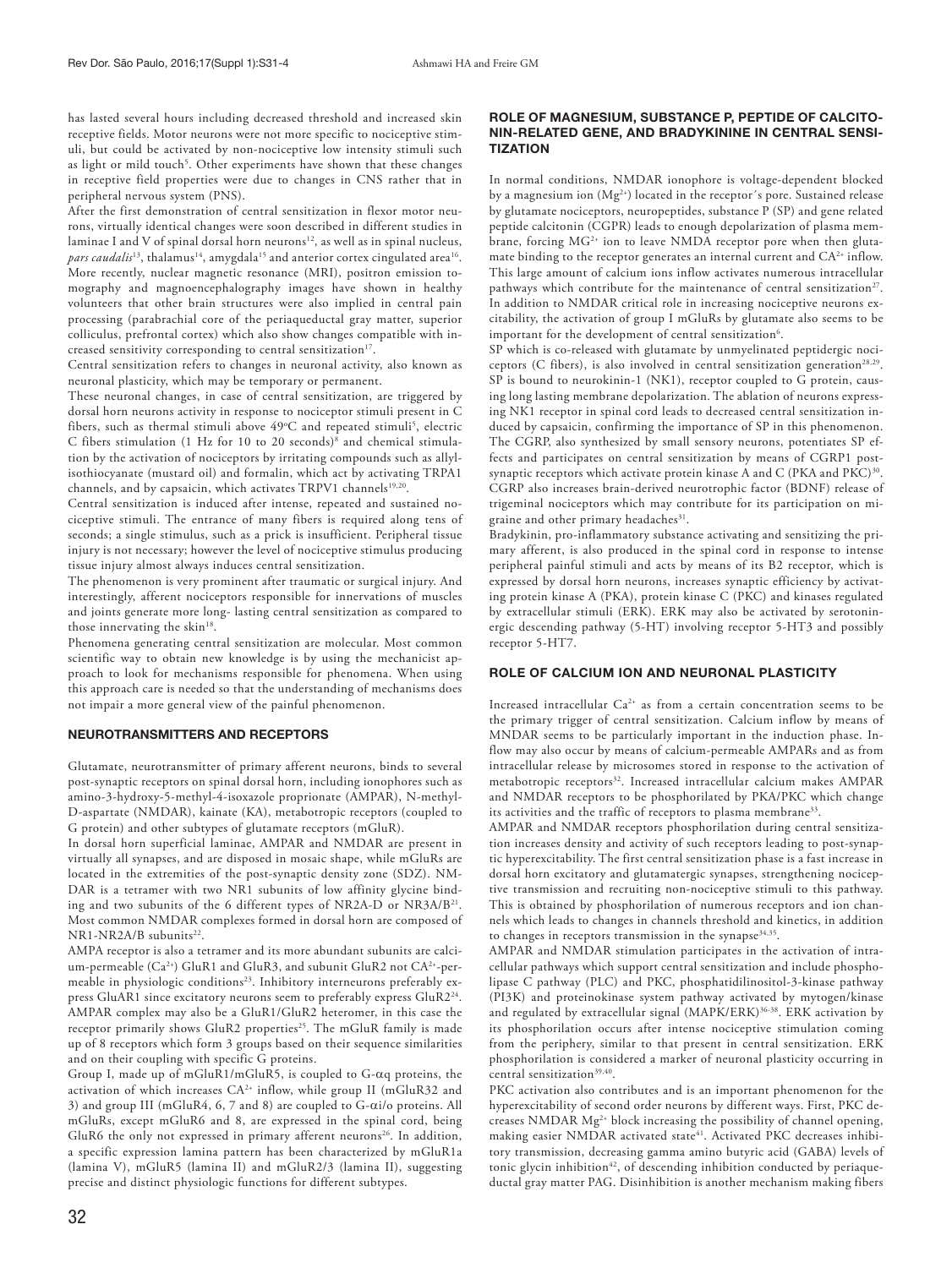has lasted several hours including decreased threshold and increased skin receptive fields. Motor neurons were not more specific to nociceptive stimuli, but could be activated by non-nociceptive low intensity stimuli such as light or mild touch[5]. Other experiments have shown that these changes in receptive field properties were due to changes in CNS rather that in peripheral nervous system (PNS).

After the first demonstration of central sensitization in flexor motor neurons, virtually identical changes were soon described in different studies in laminae I and V of spinal dorsal horn neurons[12], as well as in spinal nucleus, *pars caudalis*[13], thalamus[14], amygdala[15] and anterior cortex cingulated area[16]. More recently, nuclear magnetic resonance (MRI), positron emission tomography and magnoencephalography images have shown in healthy volunteers that other brain structures were also implied in central pain processing (parabrachial core of the periaqueductal gray matter, superior colliculus, prefrontal cortex) which also show changes compatible with increased sensitivity corresponding to central sensitization[17].

Central sensitization refers to changes in neuronal activity, also known as neuronal plasticity, which may be temporary or permanent.

These neuronal changes, in case of central sensitization, are triggered by dorsal horn neurons activity in response to nociceptor stimuli present in C fibers, such as thermal stimuli above 49°C and repeated stimuli[5], electric C fibers stimulation (1 Hz for 10 to 20 seconds)[8] and chemical stimulation by the activation of nociceptors by irritating compounds such as allylisothiocyanate (mustard oil) and formalin, which act by activating TRPA1 channels, and by capsaicin, which activates TRPV1 channels[19,20].

Central sensitization is induced after intense, repeated and sustained nociceptive stimuli. The entrance of many fibers is required along tens of seconds; a single stimulus, such as a prick is insufficient. Peripheral tissue injury is not necessary; however the level of nociceptive stimulus producing tissue injury almost always induces central sensitization.

The phenomenon is very prominent after traumatic or surgical injury. And interestingly, afferent nociceptors responsible for innervations of muscles and joints generate more long- lasting central sensitization as compared to those innervating the skin[18].

Phenomena generating central sensitization are molecular. Most common scientific way to obtain new knowledge is by using the mechanicist approach to look for mechanisms responsible for phenomena. When using this approach care is needed so that the understanding of mechanisms does not impair a more general view of the painful phenomenon.

## NEUROTRANSMITTERS AND RECEPTORS

Glutamate, neurotransmitter of primary afferent neurons, binds to several post-synaptic receptors on spinal dorsal horn, including ionophores such as amino-3-hydroxy-5-methyl-4-isoxazole proprionate (AMPAR), N-methyl-D-aspartate (NMDAR), kainate (KA), metabotropic receptors (coupled to G protein) and other subtypes of glutamate receptors (mGluR).

In dorsal horn superficial laminae, AMPAR and NMDAR are present in virtually all synapses, and are disposed in mosaic shape, while mGluRs are located in the extremities of the post-synaptic density zone (SDZ). NMDAR is a tetramer with two NR1 subunits of low affinity glycine binding and two subunits of the 6 different types of NR2A-D or NR3A/B[21]. Most common NMDAR complexes formed in dorsal horn are composed of NR1-NR2A/B subunits[22].

AMPA receptor is also a tetramer and its more abundant subunits are calcium-permeable ($Ca^{2+}$) GluR1 and GluR3, and subunit GluR2 not $CA^{2+}$-permeable in physiologic conditions[23]. Inhibitory interneurons preferably express GluAR1 since excitatory neurons seem to preferably express GluR2[24]. AMPAR complex may also be a GluR1/GluR2 heteromer, in this case the receptor primarily shows GluR2 properties[25]. The mGluR family is made up of 8 receptors which form 3 groups based on their sequence similarities and on their coupling with specific G proteins.

Group I, made up of mGluR1/mGluR5, is coupled to G-αq proteins, the activation of which increases $CA^{2+}$ inflow, while group II (mGluR32 and 3) and group III (mGluR4, 6, 7 and 8) are coupled to G-αi/o proteins. All mGluRs, except mGluR6 and 8, are expressed in the spinal cord, being GluR6 the only not expressed in primary afferent neurons[26]. In addition, a specific expression lamina pattern has been characterized by mGluR1a (lamina V), mGluR5 (lamina II) and mGluR2/3 (lamina II), suggesting precise and distinct physiologic functions for different subtypes.

## ROLE OF MAGNESIUM, SUBSTANCE P, PEPTIDE OF CALCITONIN-RELATED GENE, AND BRADYKININE IN CENTRAL SENSITIZATION

In normal conditions, NMDAR ionophore is voltage-dependent blocked by a magnesium ion ($Mg^{2+}$) located in the receptor´s pore. Sustained release by glutamate nociceptors, neuropeptides, substance P (SP) and gene related peptide calcitonin (CGPR) leads to enough depolarization of plasma membrane, forcing $MG^{2+}$ ion to leave NMDA receptor pore when then glutamate binding to the receptor generates an internal current and $CA^{2+}$ inflow. This large amount of calcium ions inflow activates numerous intracellular pathways which contribute for the maintenance of central sensitization[27]. In addition to NMDAR critical role in increasing nociceptive neurons excitability, the activation of group I mGluRs by glutamate also seems to be important for the development of central sensitization[6].

SP which is co-released with glutamate by unmyelinated peptidergic nociceptors (C fibers), is also involved in central sensitization generation[28,29]. SP is bound to neurokinin-1 (NK1), receptor coupled to G protein, causing long lasting membrane depolarization. The ablation of neurons expressing NK1 receptor in spinal cord leads to decreased central sensitization induced by capsaicin, confirming the importance of SP in this phenomenon. The CGRP, also synthesized by small sensory neurons, potentiates SP effects and participates on central sensitization by means of CGRP1 postsynaptic receptors which activate protein kinase A and C (PKA and PKC)[30]. CGRP also increases brain-derived neurotrophic factor (BDNF) release of trigeminal nociceptors which may contribute for its participation on migraine and other primary headaches[31].

Bradykinin, pro-inflammatory substance activating and sensitizing the primary afferent, is also produced in the spinal cord in response to intense peripheral painful stimuli and acts by means of its B2 receptor, which is expressed by dorsal horn neurons, increases synaptic efficiency by activating protein kinase A (PKA), protein kinase C (PKC) and kinases regulated by extracellular stimuli (ERK). ERK may also be activated by serotoninergic descending pathway (5-HT) involving receptor 5-HT3 and possibly receptor 5-HT7.

## ROLE OF CALCIUM ION AND NEURONAL PLASTICITY

Increased intracellular $Ca^{2+}$ as from a certain concentration seems to be the primary trigger of central sensitization. Calcium inflow by means of MNDAR seems to be particularly important in the induction phase. Inflow may also occur by means of calcium-permeable AMPARs and as from intracellular release by microsomes stored in response to the activation of metabotropic receptors[32]. Increased intracellular calcium makes AMPAR and NMDAR receptors to be phosphorilated by PKA/PKC which change its activities and the traffic of receptors to plasma membrane[33].

AMPAR and NMDAR receptors phosphorilation during central sensitization increases density and activity of such receptors leading to post-synaptic hyperexcitability. The first central sensitization phase is a fast increase in dorsal horn excitatory and glutamatergic synapses, strengthening nociceptive transmission and recruiting non-nociceptive stimuli to this pathway. This is obtained by phosphorilation of numerous receptors and ion channels which leads to changes in channels threshold and kinetics, in addition to changes in receptors transmission in the synapse[34,35].

AMPAR and NMDAR stimulation participates in the activation of intracellular pathways which support central sensitization and include phospholipase C pathway (PLC) and PKC, phosphatidilinositol-3-kinase pathway (PI3K) and proteinokinase system pathway activated by mytogen/kinase and regulated by extracellular signal (MAPK/ERK)[36-38]. ERK activation by its phosphorilation occurs after intense nociceptive stimulation coming from the periphery, similar to that present in central sensitization. ERK phosphorilation is considered a marker of neuronal plasticity occurring in central sensitization[39,40].

PKC activation also contributes and is an important phenomenon for the hyperexcitability of second order neurons by different ways. First, PKC decreases NMDAR $Mg^{2+}$ block increasing the possibility of channel opening, making easier NMDAR activated state[41]. Activated PKC decreases inhibitory transmission, decreasing gamma amino butyric acid (GABA) levels of tonic glycin inhibition[42], of descending inhibition conducted by periaqueductal gray matter PAG. Disinhibition is another mechanism making fibers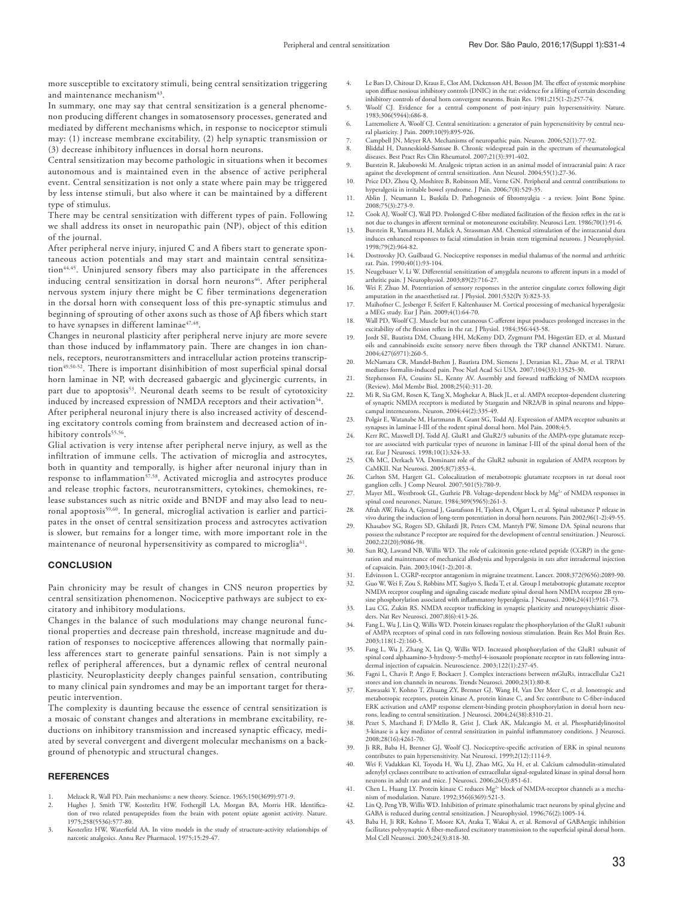more susceptible to excitatory stimuli, being central sensitization triggering and maintenance mechanism[43].

In summary, one may say that central sensitization is a general phenomenon producing different changes in somatosensory processes, generated and mediated by different mechanisms which, in response to nociceptor stimuli may: (1) increase membrane excitability, (2) help synaptic transmission or (3) decrease inhibitory influences in dorsal horn neurons.

Central sensitization may become pathologic in situations when it becomes autonomous and is maintained even in the absence of active peripheral event. Central sensitization is not only a state where pain may be triggered by less intense stimuli, but also where it can be maintained by a different type of stimulus.

There may be central sensitization with different types of pain. Following we shall address its onset in neuropathic pain (NP), object of this edition of the journal.

After peripheral nerve injury, injured C and A fibers start to generate spontaneous action potentials and may start and maintain central sensitization[44,45]. Uninjured sensory fibers may also participate in the afferences inducing central sensitization in dorsal horn neurons[46]. After peripheral nervous system injury there might be C fiber terminations degeneration in the dorsal horn with consequent loss of this pre-synaptic stimulus and beginning of sprouting of other axons such as those of Aβ fibers which start to have synapses in different laminae[47,48].

Changes in neuronal plasticity after peripheral nerve injury are more severe than those induced by inflammatory pain. There are changes in ion channels, receptors, neurotransmitters and intracellular action proteins transcription[49,50-52]. There is important disinhibition of most superficial spinal dorsal horn laminae in NP, with decreased gabaergic and glycinergic currents, in part due to apoptosis[53]. Neuronal death seems to be result of cytotoxicity induced by increased expression of NMDA receptors and their activation[54].

After peripheral neuronal injury there is also increased activity of descending excitatory controls coming from brainstem and decreased action of inhibitory controls[55,56].

Glial activation is very intense after peripheral nerve injury, as well as the infiltration of immune cells. The activation of microglia and astrocytes, both in quantity and temporally, is higher after neuronal injury than in response to inflammation[57,58]. Activated microglia and astrocytes produce and release trophic factors, neurotransmitters, cytokines, chemokines, release substances such as nitric oxide and BNDF and may also lead to neuronal apoptosis[59,60]. In general, microglial activation is earlier and participates in the onset of central sensitization process and astrocytes activation is slower, but remains for a longer time, with more important role in the maintenance of neuronal hypersensitivity as compared to microglia[61].

## CONCLUSION

Pain chronicity may be result of changes in CNS neuron properties by central sensitization phenomenon. Nociceptive pathways are subject to excitatory and inhibitory modulations.

Changes in the balance of such modulations may change neuronal functional properties and decrease pain threshold, increase magnitude and duration of responses to nociceptive afferences allowing that normally painless afferences start to generate painful sensations. Pain is not simply a reflex of peripheral afferences, but a dynamic reflex of central neuronal plasticity. Neuroplasticity deeply changes painful sensation, contributing to many clinical pain syndromes and may be an important target for therapeutic intervention.

The complexity is daunting because the essence of central sensitization is a mosaic of constant changes and alterations in membrane excitability, reductions on inhibitory transmission and increased synaptic efficacy, mediated by several convergent and divergent molecular mechanisms on a background of phenotypic and structural changes.

## REFERENCES

1. Melzack R, Wall PD. Pain mechanisms: a new theory. Science. 1965;150(3699):971-9.
2. Hughes J, Smith TW, Kosterlitz HW, Fothergill LA, Morgan BA, Morris HR. Identification of two related pentapeptides from the brain with potent opiate agonist activity. Nature. 1975;258(5536):577-80.
3. Kosterlitz HW, Waterfield AA. In vitro models in the study of structure-activity relationships of narcotic analgesics. Annu Rev Pharmacol. 1975;15:29-47.
4. Le Bars D, Chitour D, Kraus E, Clot AM, Dickenson AH, Besson JM. The effect of systemic morphine upon diffuse noxious inhibitory controls (DNIC) in the rat: evidence for a lifting of certain descending inhibitory controls of dorsal horn convergent neurons. Brain Res. 1981;215(1-2):257-74.
5. Woolf CJ. Evidence for a central component of post-injury pain hypersensitivity. Nature. 1983;306(5944):686-8.
6. Latremoliere A, Woolf CJ. Central sensitization: a generator of pain hypersensitivity by central neural plasticity. J Pain. 2009;10(9):895-926.
7. Campbell JN, Meyer RA. Mechanisms of neuropathic pain. Neuron. 2006;52(1):77-92.
8. Bliddal H, Danneskiold-Samsøe B. Chronic widespread pain in the spectrum of rheumatological diseases. Best Pract Res Clin Rheumatol. 2007;21(3):391-402.
9. Burstein R, Jakubowski M. Analgesic triptan action in an animal model of intracranial pain: A race against the development of central sensitization. Ann Neurol. 2004;55(1):27-36.
10. Price DD, Zhou Q, Moshiree B, Robinson ME, Verne GN. Peripheral and central contributions to hyperalgesia in irritable bowel syndrome. J Pain. 2006;7(8):529-35.
11. Ablin J, Neumann L, Buskila D. Pathogenesis of fibromyalgia - a review. Joint Bone Spine. 2008;75(3):273-9.
12. Cook AJ, Woolf CJ, Wall PD. Prolonged C-fibre mediated facilitation of the flexion reflex in the rat is not due to changes in afferent terminal or motoneurone excitability. Neurosci Lett. 1986;70(1):91-6.
13. Burstein R, Yamamura H, Malick A, Strassman AM. Chemical stimulation of the intracranial dura induces enhanced responses to facial stimulation in brain stem trigeminal neurons. J Neurophysiol. 1998;79(2):964-82.
14. Dostrovsky JO, Guilbaud G. Nociceptive responses in medial thalamus of the normal and arthritic rat. Pain. 1990;40(1):93-104.
15. Neugebauer V, Li W. Differential sensitization of amygdala neurons to afferent inputs in a model of arthritic pain. J Neurophysiol. 2003;89(2):716-27.
16. Wei F, Zhuo M. Potentiation of sensory responses in the anterior cingulate cortex following digit amputation in the anaesthetised rat. J Physiol. 2001;532(Pt 3):823-33.
17. Maihofner C, Jesberger F, Seifert F, Kaltenhauser M. Cortical processing of mechanical hyperalgesia: a MEG study. Eur J Pain. 2009;4(1):64-70.
18. Wall PD, Woolf CJ. Muscle but not cutaneous C-afferent input produces prolonged increases in the excitability of the flexion reflex in the rat. J Physiol. 1984;356:443-58.
19. Jordt SE, Bautista DM, Chuang HH, McKemy DD, Zygmunt PM, Högestätt ED, et al. Mustard oils and cannabinoids excite sensory nerve fibers through the TRP channel ANKTM1. Nature. 2004;427(6971):260-5.
20. McNamara CR, Mandel-Brehm J, Bautista DM, Siemens J, Deranian KL, Zhao M, et al. TRPA1 mediates formalin-induced pain. Proc Natl Acad Sci USA. 2007;104(33):13525-30.
21. Stephenson FA, Cousins SL, Kenny AV. Assembly and forward trafficking of NMDA receptors (Review). Mol Membr Biol. 2008;25(4):311-20.
22. Mi R, Sia GM, Rosen K, Tang X, Moghekar A, Black JL, et al. AMPA receptor-dependent clustering of synaptic NMDA receptors is mediated by Stargazin and NR2A/B in spinal neurons and hippocampal interneurons. Neuron. 2004;44(2):335-49.
23. Polgár E, Watanabe M, Hartmann B, Grant SG, Todd AJ. Expression of AMPA receptor subunits at synapses in laminae I-III of the rodent spinal dorsal horn. Mol Pain. 2008;4:5.
24. Kerr RC, Maxwell DJ, Todd AJ. GluR1 and GluR2/3 subunits of the AMPA-type glutamate receptor are associated with particular types of neurone in laminae I-III of the spinal dorsal horn of the rat. Eur J Neurosci. 1998;10(1):324-33.
25. Oh MC, Derkach VA. Dominant role of the GluR2 subunit in regulation of AMPA receptors by CaMKII. Nat Neurosci. 2005;8(7):853-4.
26. Carlton SM, Hargett GL. Colocalization of metabotropic glutamate receptors in rat dorsal root ganglion cells. J Comp Neurol. 2007;501(5):780-9.
27. Mayer ML, Westbrook GL, Guthrie PB. Voltage-dependent block by $Mg^{2+}$ of NMDA responses in spinal cord neurones. Nature. 1984;309(5965):261-3.
28. Afrah AW, Fiska A, Gjerstad J, Gustafsson H, Tjolsen A, Olgart L, et al. Spinal substance P release in vivo during the induction of long-term potentiation in dorsal horn neurons. Pain 2002;96(1-2):49-55.
29. Khasabov SG, Rogers SD, Ghilardi JR, Peters CM, Mantyh PW, Simone DA. Spinal neurons that possess the substance P receptor are required for the development of central sensitization. J Neurosci. 2002;22(20):9086-98.
30. Sun RQ, Lawand NB, Willis WD. The role of calcitonin gene-related peptide (CGRP) in the generation and maintenance of mechanical allodynia and hyperalgesia in rats after intradermal injection of capsaicin. Pain. 2003;104(1-2):201-8.
31. Edvinsson L. CGRP-receptor antagonism in migraine treatment. Lancet. 2008;372(9656):2089-90.
32. Guo W, Wei F, Zou S, Robbins MT, Sugiyo S, Ikeda T, et al. Group I metabotropic glutamate receptor NMDA receptor coupling and signaling cascade mediate spinal dorsal horn NMDA receptor 2B tyrosine phosphorylation associated with inflammatory hyperalgesia. J Neurosci. 2004;24(41):9161-73.
33. Lau CG, Zukin RS. NMDA receptor trafficking in synaptic plasticity and neuropsychiatric disorders. Nat Rev Neurosci. 2007;8(6):413-26.
34. Fang L, Wu J, Lin Q, Willis WD. Protein kinases regulate the phosphorylation of the GluR1 subunit of AMPA receptors of spinal cord in rats following noxious stimulation. Brain Res Mol Brain Res. 2003;118(1-2):160-5.
35. Fang L, Wu J, Zhang X, Lin Q, Willis WD. Increased phosphorylation of the GluR1 subunit of spinal cord alphaamino-3-hydroxy-5-methyl-4-isoxazole propionate receptor in rats following intradermal injection of capsaicin. Neuroscience. 2003;122(1):237-45.
36. Fagni L, Chavis P, Ango F, Bockaert J. Complex interactions between mGluRs, intracellular Ca21 stores and ion channels in neurons. Trends Neurosci. 2000;23(1):80-8.
37. Kawasaki Y, Kohno T, Zhuang ZY, Brenner GJ, Wang H, Van Der Meer C, et al. Ionotropic and metabotropic receptors, protein kinase A, protein kinase C, and Src contribute to C-fiber-induced ERK activation and cAMP response element-binding protein phosphorylation in dorsal horn neurons, leading to central sensitization. J Neurosci. 2004;24(38):8310-21.
38. Pezet S, Marchand F, D'Mello R, Grist J, Clark AK, Malcangio M, et al. Phosphatidylinositol 3-kinase is a key mediator of central sensitization in painful inflammatory conditions. J Neurosci. 2008;28(16):4261-70.
39. Ji RR, Baba H, Brenner GJ, Woolf CJ. Nociceptive-specific activation of ERK in spinal neurons contributes to pain hypersensitivity. Nat Neurosci. 1999;2(12):1114-9.
40. Wei F, Vadakkan KI, Toyoda H, Wu LJ, Zhao MG, Xu H, et al. Calcium calmodulin-stimulated adenylyl cyclases contribute to activation of extracellular signal-regulated kinase in spinal dorsal horn neurons in adult rats and mice. J Neurosci. 2006;26(3):851-61.
41. Chen L, Huang LY. Protein kinase C reduces $Mg^{2+}$ block of NMDA-receptor channels as a mechanism of modulation. Nature. 1992;356(6369):521-3.
42. Lin Q, Peng YB, Willis WD. Inhibition of primate spinothalamic tract neurons by spinal glycine and GABA is reduced during central sensitization. J Neurophysiol. 1996;76(2):1005-14.
43. Baba H, Ji RR, Kohno T, Moore KA, Ataka T, Wakai A, et al. Removal of GABAergic inhibition facilitates polysynaptic A fiber-mediated excitatory transmission to the superficial spinal dorsal horn. Mol Cell Neurosci. 2003;24(3):818-30.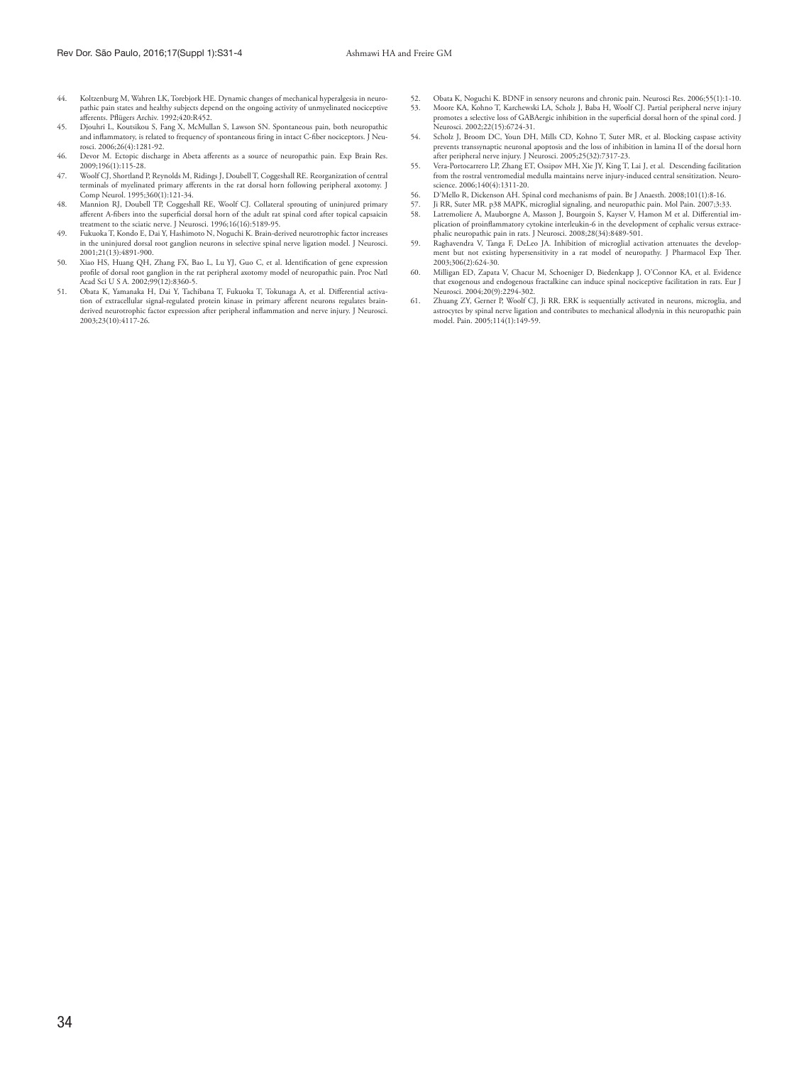44. Koltzenburg M, Wahren LK, Torebjork HE. Dynamic changes of mechanical hyperalgesia in neuropathic pain states and healthy subjects depend on the ongoing activity of unmyelinated nociceptive afferents. Pflügers Archiv. 1992;420:R452.
45. Djouhri L, Koutsikou S, Fang X, McMullan S, Lawson SN. Spontaneous pain, both neuropathic and inflammatory, is related to frequency of spontaneous firing in intact C-fiber nociceptors. J Neurosci. 2006;26(4):1281-92.
46. Devor M. Ectopic discharge in Abeta afferents as a source of neuropathic pain. Exp Brain Res. 2009;196(1):115-28.
47. Woolf CJ, Shortland P, Reynolds M, Ridings J, Doubell T, Coggeshall RE. Reorganization of central terminals of myelinated primary afferents in the rat dorsal horn following peripheral axotomy. J Comp Neurol. 1995;360(1):121-34.
48. Mannion RJ, Doubell TP, Coggeshall RE, Woolf CJ. Collateral sprouting of uninjured primary afferent A-fibers into the superficial dorsal horn of the adult rat spinal cord after topical capsaicin treatment to the sciatic nerve. J Neurosci. 1996;16(16):5189-95.
49. Fukuoka T, Kondo E, Dai Y, Hashimoto N, Noguchi K. Brain-derived neurotrophic factor increases in the uninjured dorsal root ganglion neurons in selective spinal nerve ligation model. J Neurosci. 2001;21(13):4891-900.
50. Xiao HS, Huang QH, Zhang FX, Bao L, Lu YJ, Guo C, et al. Identification of gene expression profile of dorsal root ganglion in the rat peripheral axotomy model of neuropathic pain. Proc Natl Acad Sci U S A. 2002;99(12):8360-5.
51. Obata K, Yamanaka H, Dai Y, Tachibana T, Fukuoka T, Tokunaga A, et al. Differential activation of extracellular signal-regulated protein kinase in primary afferent neurons regulates brain-derived neurotrophic factor expression after peripheral inflammation and nerve injury. J Neurosci. 2003;23(10):4117-26.
52. Obata K, Noguchi K. BDNF in sensory neurons and chronic pain. Neurosci Res. 2006;55(1):1-10.
53. Moore KA, Kohno T, Karchewski LA, Scholz J, Baba H, Woolf CJ. Partial peripheral nerve injury promotes a selective loss of GABAergic inhibition in the superficial dorsal horn of the spinal cord. J Neurosci. 2002;22(15):6724-31.
54. Scholz J, Broom DC, Youn DH, Mills CD, Kohno T, Suter MR, et al. Blocking caspase activity prevents transsynaptic neuronal apoptosis and the loss of inhibition in lamina II of the dorsal horn after peripheral nerve injury. J Neurosci. 2005;25(32):7317-23.
55. Vera-Portocarrero LP, Zhang ET, Ossipov MH, Xie JY, King T, Lai J, et al. Descending facilitation from the rostral ventromedial medulla maintains nerve injury-induced central sensitization. Neuroscience. 2006;140(4):1311-20.
56. D'Mello R, Dickenson AH. Spinal cord mechanisms of pain. Br J Anaesth. 2008;101(1):8-16.
57. Ji RR, Suter MR. p38 MAPK, microglial signaling, and neuropathic pain. Mol Pain. 2007;3:33.
58. Latremoliere A, Mauborgne A, Masson J, Bourgoin S, Kayser V, Hamon M et al. Differential implication of proinflammatory cytokine interleukin-6 in the development of cephalic versus extracephalic neuropathic pain in rats. J Neurosci. 2008;28(34):8489-501.
59. Raghavendra V, Tanga F, DeLeo JA. Inhibition of microglial activation attenuates the development but not existing hypersensitivity in a rat model of neuropathy. J Pharmacol Exp Ther. 2003;306(2):624-30.
60. Milligan ED, Zapata V, Chacur M, Schoeniger D, Biedenkapp J, O'Connor KA, et al. Evidence that exogenous and endogenous fractalkine can induce spinal nociceptive facilitation in rats. Eur J Neurosci. 2004;20(9):2294-302.
61. Zhuang ZY, Gerner P, Woolf CJ, Ji RR. ERK is sequentially activated in neurons, microglia, and astrocytes by spinal nerve ligation and contributes to mechanical allodynia in this neuropathic pain model. Pain. 2005;114(1):149-59.